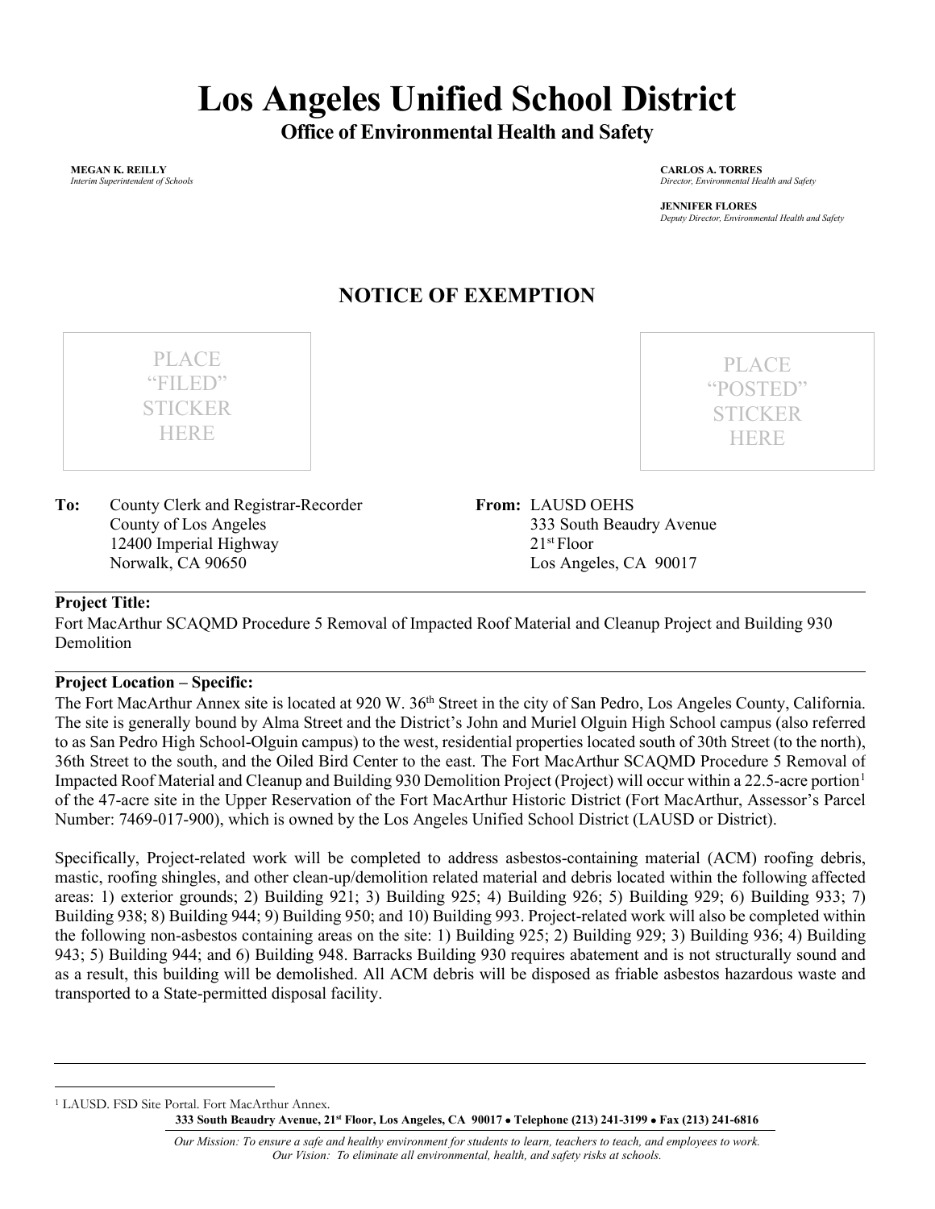# Los Angeles Unified School District

## Office of Environmental Health and Safety

**MEGAN K. REILLY**
*Interim Superintendent of Schools*

**CARLOS A. TORRES**
*Director, Environmental Health and Safety*

**JENNIFER FLORES**
*Deputy Director, Environmental Health and Safety*

## NOTICE OF EXEMPTION

PLACE "FILED" STICKER HERE

PLACE "POSTED" STICKER HERE

**To:** County Clerk and Registrar-Recorder
County of Los Angeles
12400 Imperial Highway
Norwalk, CA 90650

**From:** LAUSD OEHS
333 South Beaudry Avenue
21st Floor
Los Angeles, CA 90017

**Project Title:**

Fort MacArthur SCAQMD Procedure 5 Removal of Impacted Roof Material and Cleanup Project and Building 930 Demolition

**Project Location – Specific:**

The Fort MacArthur Annex site is located at 920 W. 36th Street in the city of San Pedro, Los Angeles County, California. The site is generally bound by Alma Street and the District's John and Muriel Olguin High School campus (also referred to as San Pedro High School-Olguin campus) to the west, residential properties located south of 30th Street (to the north), 36th Street to the south, and the Oiled Bird Center to the east. The Fort MacArthur SCAQMD Procedure 5 Removal of Impacted Roof Material and Cleanup and Building 930 Demolition Project (Project) will occur within a 22.5-acre portion[1] of the 47-acre site in the Upper Reservation of the Fort MacArthur Historic District (Fort MacArthur, Assessor's Parcel Number: 7469-017-900), which is owned by the Los Angeles Unified School District (LAUSD or District).

Specifically, Project-related work will be completed to address asbestos-containing material (ACM) roofing debris, mastic, roofing shingles, and other clean-up/demolition related material and debris located within the following affected areas: 1) exterior grounds; 2) Building 921; 3) Building 925; 4) Building 926; 5) Building 929; 6) Building 933; 7) Building 938; 8) Building 944; 9) Building 950; and 10) Building 993. Project-related work will also be completed within the following non-asbestos containing areas on the site: 1) Building 925; 2) Building 929; 3) Building 936; 4) Building 943; 5) Building 944; and 6) Building 948. Barracks Building 930 requires abatement and is not structurally sound and as a result, this building will be demolished. All ACM debris will be disposed as friable asbestos hazardous waste and transported to a State-permitted disposal facility.

[1] LAUSD. FSD Site Portal. Fort MacArthur Annex.

**333 South Beaudry Avenue, 21st Floor, Los Angeles, CA 90017 • Telephone (213) 241-3199 • Fax (213) 241-6816**

*Our Mission: To ensure a safe and healthy environment for students to learn, teachers to teach, and employees to work.*
*Our Vision: To eliminate all environmental, health, and safety risks at schools.*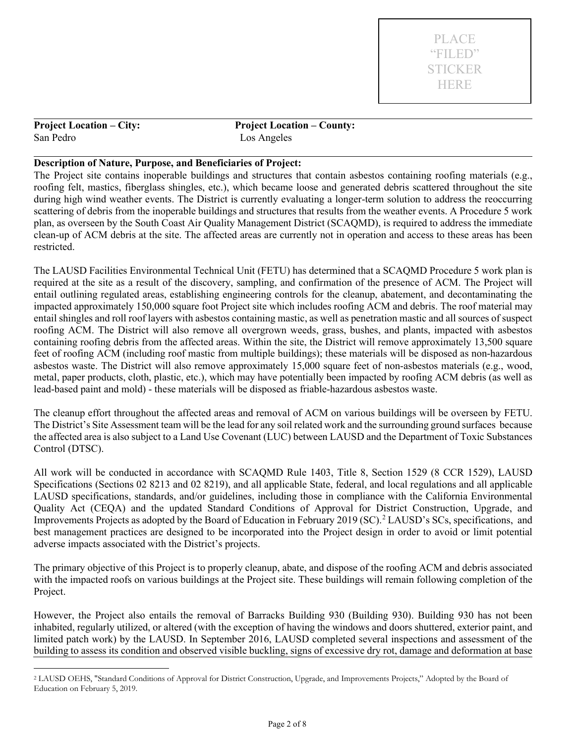PLACE "FILED" STICKER HERE

**Project Location – City:**
San Pedro

**Project Location – County:**
Los Angeles

**Description of Nature, Purpose, and Beneficiaries of Project:**

The Project site contains inoperable buildings and structures that contain asbestos containing roofing materials (e.g., roofing felt, mastics, fiberglass shingles, etc.), which became loose and generated debris scattered throughout the site during high wind weather events. The District is currently evaluating a longer-term solution to address the reoccurring scattering of debris from the inoperable buildings and structures that results from the weather events. A Procedure 5 work plan, as overseen by the South Coast Air Quality Management District (SCAQMD), is required to address the immediate clean-up of ACM debris at the site. The affected areas are currently not in operation and access to these areas has been restricted.

The LAUSD Facilities Environmental Technical Unit (FETU) has determined that a SCAQMD Procedure 5 work plan is required at the site as a result of the discovery, sampling, and confirmation of the presence of ACM. The Project will entail outlining regulated areas, establishing engineering controls for the cleanup, abatement, and decontaminating the impacted approximately 150,000 square foot Project site which includes roofing ACM and debris. The roof material may entail shingles and roll roof layers with asbestos containing mastic, as well as penetration mastic and all sources of suspect roofing ACM. The District will also remove all overgrown weeds, grass, bushes, and plants, impacted with asbestos containing roofing debris from the affected areas. Within the site, the District will remove approximately 13,500 square feet of roofing ACM (including roof mastic from multiple buildings); these materials will be disposed as non-hazardous asbestos waste. The District will also remove approximately 15,000 square feet of non-asbestos materials (e.g., wood, metal, paper products, cloth, plastic, etc.), which may have potentially been impacted by roofing ACM debris (as well as lead-based paint and mold) - these materials will be disposed as friable-hazardous asbestos waste.

The cleanup effort throughout the affected areas and removal of ACM on various buildings will be overseen by FETU. The District's Site Assessment team will be the lead for any soil related work and the surrounding ground surfaces because the affected area is also subject to a Land Use Covenant (LUC) between LAUSD and the Department of Toxic Substances Control (DTSC).

All work will be conducted in accordance with SCAQMD Rule 1403, Title 8, Section 1529 (8 CCR 1529), LAUSD Specifications (Sections 02 8213 and 02 8219), and all applicable State, federal, and local regulations and all applicable LAUSD specifications, standards, and/or guidelines, including those in compliance with the California Environmental Quality Act (CEQA) and the updated Standard Conditions of Approval for District Construction, Upgrade, and Improvements Projects as adopted by the Board of Education in February 2019 (SC).[2] LAUSD's SCs, specifications, and best management practices are designed to be incorporated into the Project design in order to avoid or limit potential adverse impacts associated with the District's projects.

The primary objective of this Project is to properly cleanup, abate, and dispose of the roofing ACM and debris associated with the impacted roofs on various buildings at the Project site. These buildings will remain following completion of the Project.

However, the Project also entails the removal of Barracks Building 930 (Building 930). Building 930 has not been inhabited, regularly utilized, or altered (with the exception of having the windows and doors shuttered, exterior paint, and limited patch work) by the LAUSD. In September 2016, LAUSD completed several inspections and assessment of the building to assess its condition and observed visible buckling, signs of excessive dry rot, damage and deformation at base

[2] LAUSD OEHS, "Standard Conditions of Approval for District Construction, Upgrade, and Improvements Projects," Adopted by the Board of Education on February 5, 2019.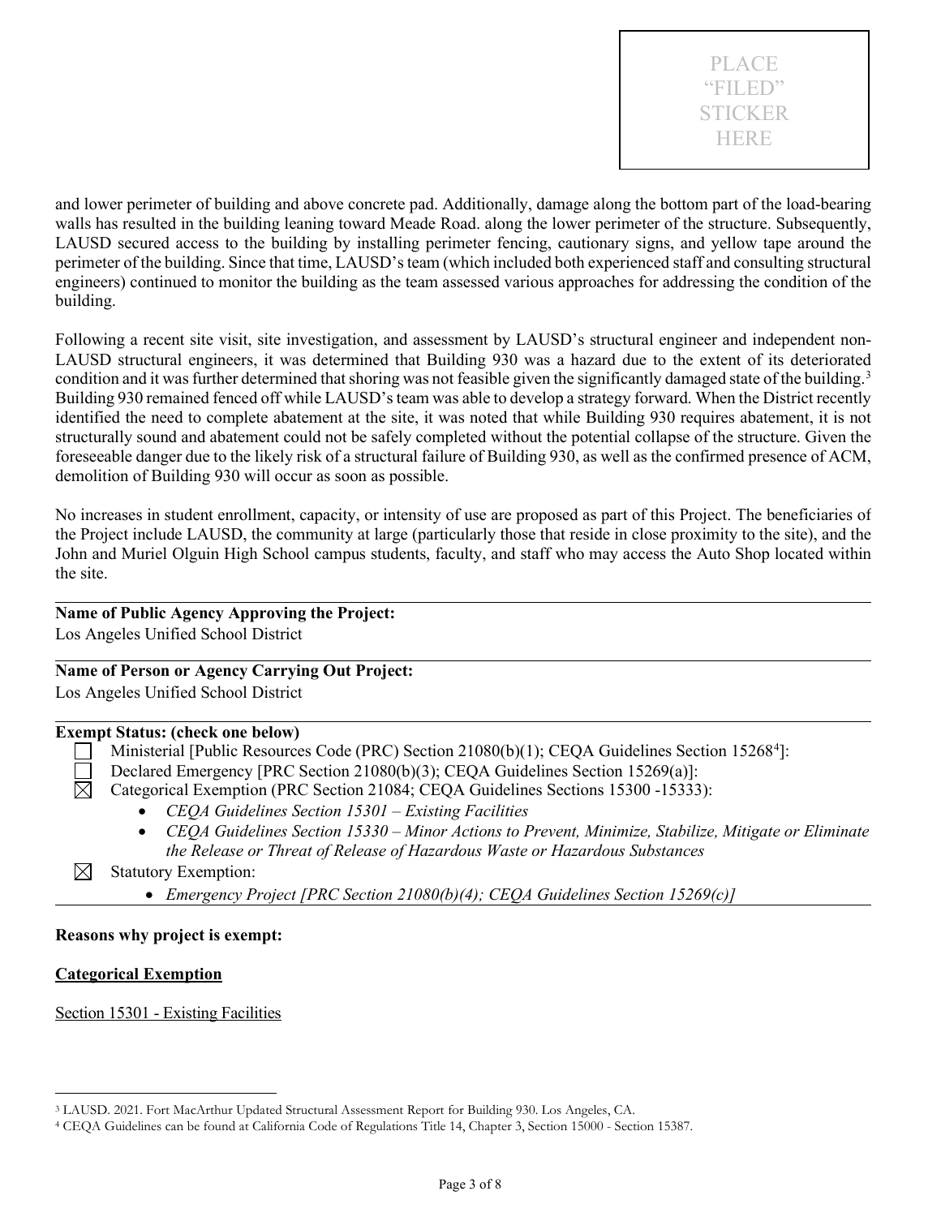PLACE "FILED" STICKER HERE

and lower perimeter of building and above concrete pad. Additionally, damage along the bottom part of the load-bearing walls has resulted in the building leaning toward Meade Road. along the lower perimeter of the structure. Subsequently, LAUSD secured access to the building by installing perimeter fencing, cautionary signs, and yellow tape around the perimeter of the building. Since that time, LAUSD's team (which included both experienced staff and consulting structural engineers) continued to monitor the building as the team assessed various approaches for addressing the condition of the building.

Following a recent site visit, site investigation, and assessment by LAUSD's structural engineer and independent non-LAUSD structural engineers, it was determined that Building 930 was a hazard due to the extent of its deteriorated condition and it was further determined that shoring was not feasible given the significantly damaged state of the building.[3] Building 930 remained fenced off while LAUSD's team was able to develop a strategy forward. When the District recently identified the need to complete abatement at the site, it was noted that while Building 930 requires abatement, it is not structurally sound and abatement could not be safely completed without the potential collapse of the structure. Given the foreseeable danger due to the likely risk of a structural failure of Building 930, as well as the confirmed presence of ACM, demolition of Building 930 will occur as soon as possible.

No increases in student enrollment, capacity, or intensity of use are proposed as part of this Project. The beneficiaries of the Project include LAUSD, the community at large (particularly those that reside in close proximity to the site), and the John and Muriel Olguin High School campus students, faculty, and staff who may access the Auto Shop located within the site.

**Name of Public Agency Approving the Project:**
Los Angeles Unified School District

**Name of Person or Agency Carrying Out Project:**
Los Angeles Unified School District

**Exempt Status: (check one below)**

- ☐ Ministerial [Public Resources Code (PRC) Section 21080(b)(1); CEQA Guidelines Section 15268[4]]:
- ☐ Declared Emergency [PRC Section 21080(b)(3); CEQA Guidelines Section 15269(a)]:
- ☒ Categorical Exemption (PRC Section 21084; CEQA Guidelines Sections 15300 -15333):
  - *CEQA Guidelines Section 15301 – Existing Facilities*
  - *CEQA Guidelines Section 15330 – Minor Actions to Prevent, Minimize, Stabilize, Mitigate or Eliminate the Release or Threat of Release of Hazardous Waste or Hazardous Substances*
- ☒ Statutory Exemption:
  - *Emergency Project [PRC Section 21080(b)(4); CEQA Guidelines Section 15269(c)]*

**Reasons why project is exempt:**

**Categorical Exemption**

Section 15301 - Existing Facilities

[3] LAUSD. 2021. Fort MacArthur Updated Structural Assessment Report for Building 930. Los Angeles, CA.

[4] CEQA Guidelines can be found at California Code of Regulations Title 14, Chapter 3, Section 15000 - Section 15387.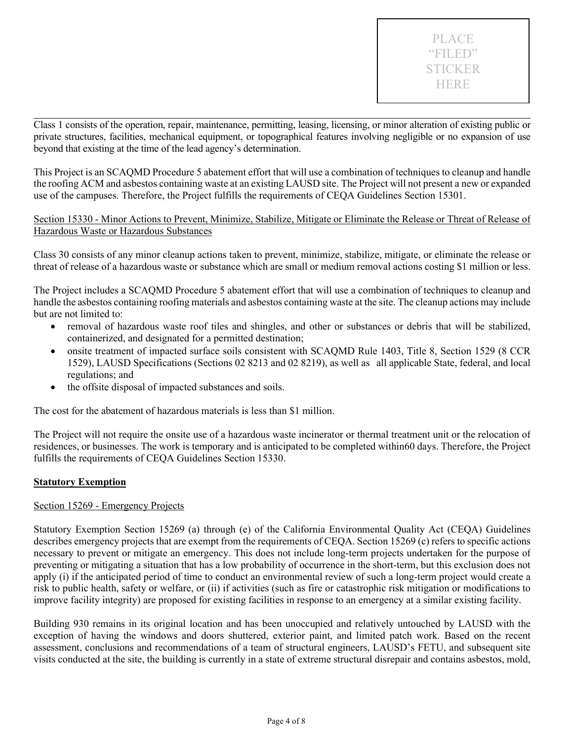PLACE "FILED" STICKER HERE

---

Class 1 consists of the operation, repair, maintenance, permitting, leasing, licensing, or minor alteration of existing public or private structures, facilities, mechanical equipment, or topographical features involving negligible or no expansion of use beyond that existing at the time of the lead agency's determination.

This Project is an SCAQMD Procedure 5 abatement effort that will use a combination of techniques to cleanup and handle the roofing ACM and asbestos containing waste at an existing LAUSD site. The Project will not present a new or expanded use of the campuses. Therefore, the Project fulfills the requirements of CEQA Guidelines Section 15301.

Section 15330 - Minor Actions to Prevent, Minimize, Stabilize, Mitigate or Eliminate the Release or Threat of Release of Hazardous Waste or Hazardous Substances

Class 30 consists of any minor cleanup actions taken to prevent, minimize, stabilize, mitigate, or eliminate the release or threat of release of a hazardous waste or substance which are small or medium removal actions costing $1 million or less.

The Project includes a SCAQMD Procedure 5 abatement effort that will use a combination of techniques to cleanup and handle the asbestos containing roofing materials and asbestos containing waste at the site. The cleanup actions may include but are not limited to:

- removal of hazardous waste roof tiles and shingles, and other or substances or debris that will be stabilized, containerized, and designated for a permitted destination;
- onsite treatment of impacted surface soils consistent with SCAQMD Rule 1403, Title 8, Section 1529 (8 CCR 1529), LAUSD Specifications (Sections 02 8213 and 02 8219), as well as all applicable State, federal, and local regulations; and
- the offsite disposal of impacted substances and soils.

The cost for the abatement of hazardous materials is less than $1 million.

The Project will not require the onsite use of a hazardous waste incinerator or thermal treatment unit or the relocation of residences, or businesses. The work is temporary and is anticipated to be completed within60 days. Therefore, the Project fulfills the requirements of CEQA Guidelines Section 15330.

**Statutory Exemption**

Section 15269 - Emergency Projects

Statutory Exemption Section 15269 (a) through (e) of the California Environmental Quality Act (CEQA) Guidelines describes emergency projects that are exempt from the requirements of CEQA. Section 15269 (c) refers to specific actions necessary to prevent or mitigate an emergency. This does not include long-term projects undertaken for the purpose of preventing or mitigating a situation that has a low probability of occurrence in the short-term, but this exclusion does not apply (i) if the anticipated period of time to conduct an environmental review of such a long-term project would create a risk to public health, safety or welfare, or (ii) if activities (such as fire or catastrophic risk mitigation or modifications to improve facility integrity) are proposed for existing facilities in response to an emergency at a similar existing facility.

Building 930 remains in its original location and has been unoccupied and relatively untouched by LAUSD with the exception of having the windows and doors shuttered, exterior paint, and limited patch work. Based on the recent assessment, conclusions and recommendations of a team of structural engineers, LAUSD's FETU, and subsequent site visits conducted at the site, the building is currently in a state of extreme structural disrepair and contains asbestos, mold,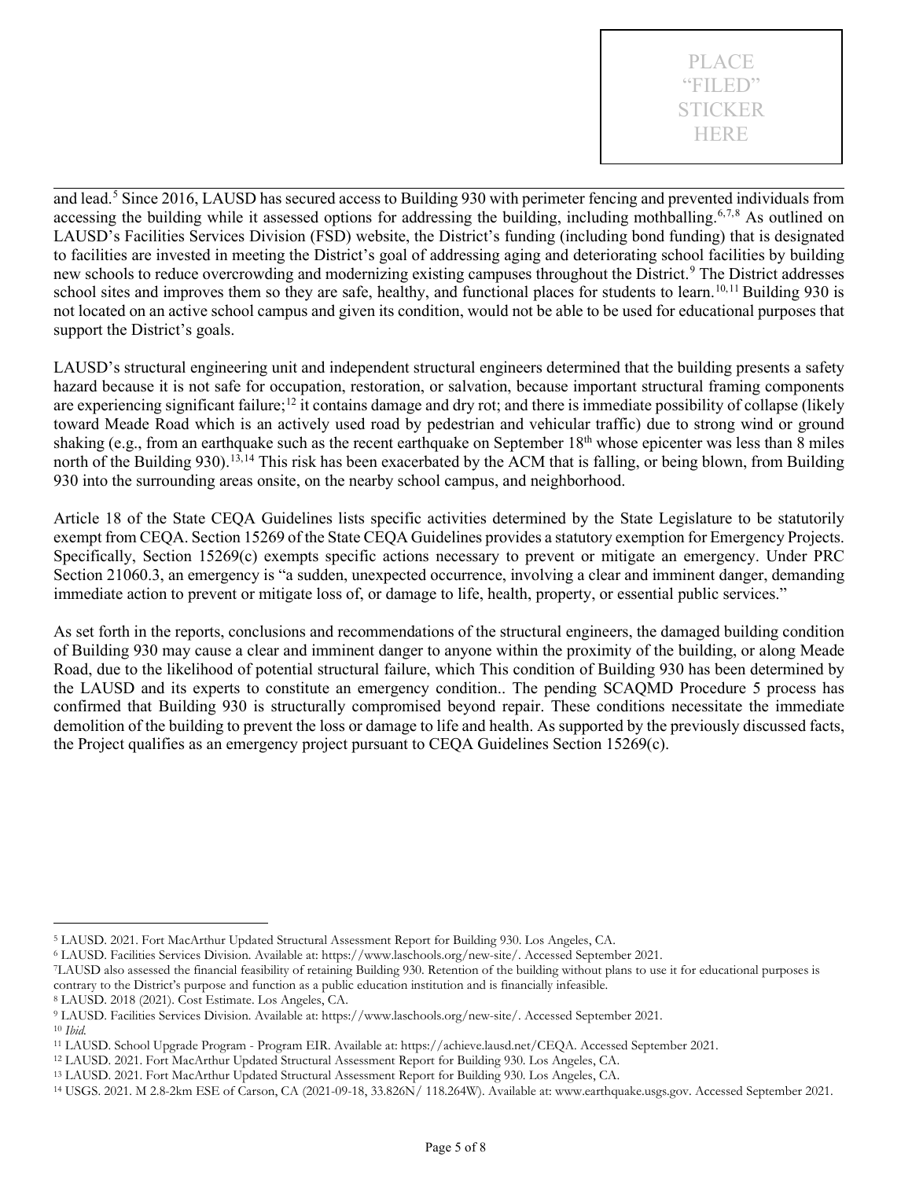and lead.[5] Since 2016, LAUSD has secured access to Building 930 with perimeter fencing and prevented individuals from accessing the building while it assessed options for addressing the building, including mothballing.[6,7,8] As outlined on LAUSD's Facilities Services Division (FSD) website, the District's funding (including bond funding) that is designated to facilities are invested in meeting the District's goal of addressing aging and deteriorating school facilities by building new schools to reduce overcrowding and modernizing existing campuses throughout the District.[9] The District addresses school sites and improves them so they are safe, healthy, and functional places for students to learn.[10,11] Building 930 is not located on an active school campus and given its condition, would not be able to be used for educational purposes that support the District's goals.

LAUSD's structural engineering unit and independent structural engineers determined that the building presents a safety hazard because it is not safe for occupation, restoration, or salvation, because important structural framing components are experiencing significant failure;[12] it contains damage and dry rot; and there is immediate possibility of collapse (likely toward Meade Road which is an actively used road by pedestrian and vehicular traffic) due to strong wind or ground shaking (e.g., from an earthquake such as the recent earthquake on September 18th whose epicenter was less than 8 miles north of the Building 930).[13,14] This risk has been exacerbated by the ACM that is falling, or being blown, from Building 930 into the surrounding areas onsite, on the nearby school campus, and neighborhood.

Article 18 of the State CEQA Guidelines lists specific activities determined by the State Legislature to be statutorily exempt from CEQA. Section 15269 of the State CEQA Guidelines provides a statutory exemption for Emergency Projects. Specifically, Section 15269(c) exempts specific actions necessary to prevent or mitigate an emergency. Under PRC Section 21060.3, an emergency is "a sudden, unexpected occurrence, involving a clear and imminent danger, demanding immediate action to prevent or mitigate loss of, or damage to life, health, property, or essential public services."

As set forth in the reports, conclusions and recommendations of the structural engineers, the damaged building condition of Building 930 may cause a clear and imminent danger to anyone within the proximity of the building, or along Meade Road, due to the likelihood of potential structural failure, which This condition of Building 930 has been determined by the LAUSD and its experts to constitute an emergency condition.. The pending SCAQMD Procedure 5 process has confirmed that Building 930 is structurally compromised beyond repair. These conditions necessitate the immediate demolition of the building to prevent the loss or damage to life and health. As supported by the previously discussed facts, the Project qualifies as an emergency project pursuant to CEQA Guidelines Section 15269(c).

---

[5] LAUSD. 2021. Fort MacArthur Updated Structural Assessment Report for Building 930. Los Angeles, CA.

[6] LAUSD. Facilities Services Division. Available at: https://www.laschools.org/new-site/. Accessed September 2021.

[7] LAUSD also assessed the financial feasibility of retaining Building 930. Retention of the building without plans to use it for educational purposes is contrary to the District's purpose and function as a public education institution and is financially infeasible.

[8] LAUSD. 2018 (2021). Cost Estimate. Los Angeles, CA.

[9] LAUSD. Facilities Services Division. Available at: https://www.laschools.org/new-site/. Accessed September 2021.

[10] *Ibid.*

[11] LAUSD. School Upgrade Program - Program EIR. Available at: https://achieve.lausd.net/CEQA. Accessed September 2021.

[12] LAUSD. 2021. Fort MacArthur Updated Structural Assessment Report for Building 930. Los Angeles, CA.

[13] LAUSD. 2021. Fort MacArthur Updated Structural Assessment Report for Building 930. Los Angeles, CA.

[14] USGS. 2021. M 2.8-2km ESE of Carson, CA (2021-09-18, 33.826N/ 118.264W). Available at: www.earthquake.usgs.gov. Accessed September 2021.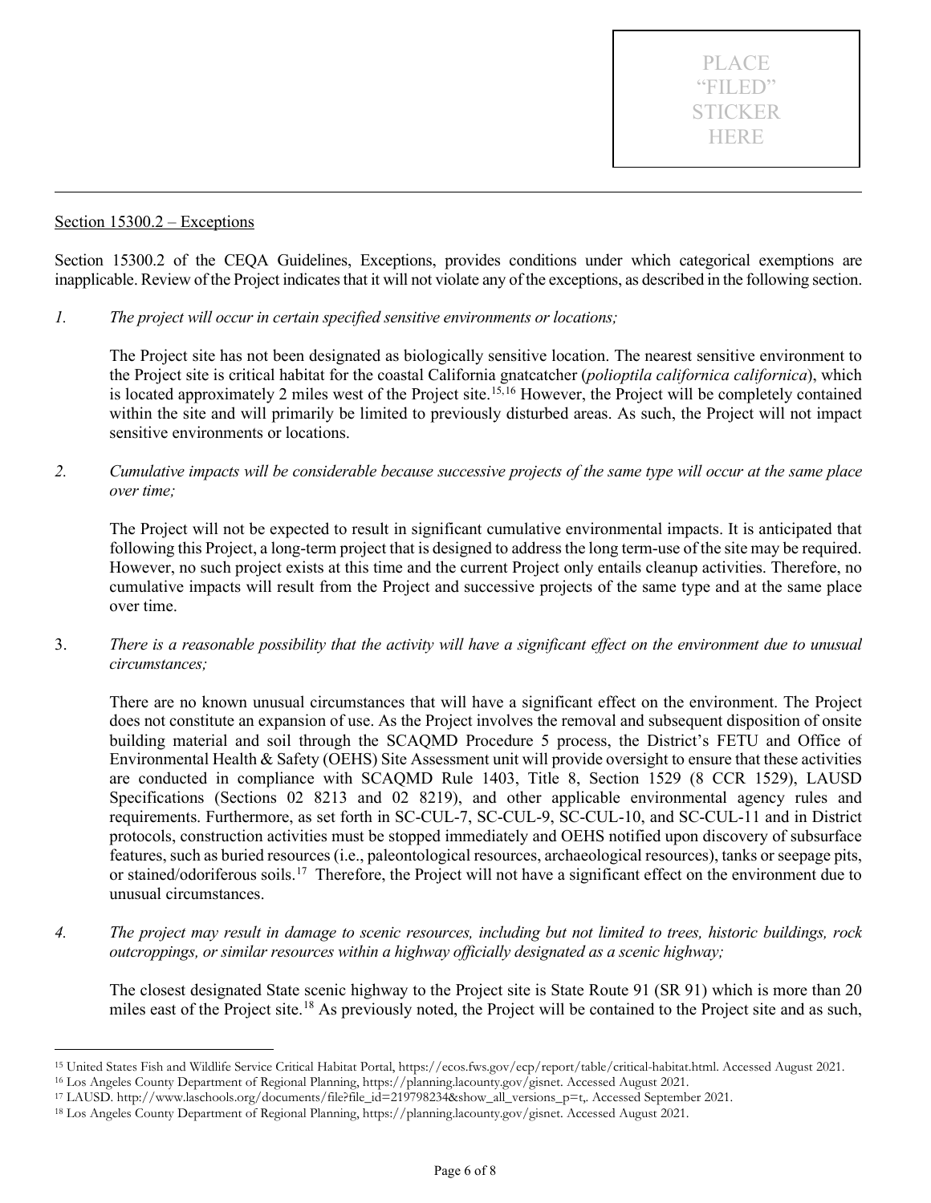PLACE "FILED" STICKER HERE

---

Section 15300.2 – Exceptions

Section 15300.2 of the CEQA Guidelines, Exceptions, provides conditions under which categorical exemptions are inapplicable. Review of the Project indicates that it will not violate any of the exceptions, as described in the following section.

1. *The project will occur in certain specified sensitive environments or locations;*

   The Project site has not been designated as biologically sensitive location. The nearest sensitive environment to the Project site is critical habitat for the coastal California gnatcatcher (*polioptila californica californica*), which is located approximately 2 miles west of the Project site.[15,16] However, the Project will be completely contained within the site and will primarily be limited to previously disturbed areas. As such, the Project will not impact sensitive environments or locations.

2. *Cumulative impacts will be considerable because successive projects of the same type will occur at the same place over time;*

   The Project will not be expected to result in significant cumulative environmental impacts. It is anticipated that following this Project, a long-term project that is designed to address the long term-use of the site may be required. However, no such project exists at this time and the current Project only entails cleanup activities. Therefore, no cumulative impacts will result from the Project and successive projects of the same type and at the same place over time.

3. *There is a reasonable possibility that the activity will have a significant effect on the environment due to unusual circumstances;*

   There are no known unusual circumstances that will have a significant effect on the environment. The Project does not constitute an expansion of use. As the Project involves the removal and subsequent disposition of onsite building material and soil through the SCAQMD Procedure 5 process, the District's FETU and Office of Environmental Health & Safety (OEHS) Site Assessment unit will provide oversight to ensure that these activities are conducted in compliance with SCAQMD Rule 1403, Title 8, Section 1529 (8 CCR 1529), LAUSD Specifications (Sections 02 8213 and 02 8219), and other applicable environmental agency rules and requirements. Furthermore, as set forth in SC-CUL-7, SC-CUL-9, SC-CUL-10, and SC-CUL-11 and in District protocols, construction activities must be stopped immediately and OEHS notified upon discovery of subsurface features, such as buried resources (i.e., paleontological resources, archaeological resources), tanks or seepage pits, or stained/odoriferous soils.[17] Therefore, the Project will not have a significant effect on the environment due to unusual circumstances.

4. *The project may result in damage to scenic resources, including but not limited to trees, historic buildings, rock outcroppings, or similar resources within a highway officially designated as a scenic highway;*

   The closest designated State scenic highway to the Project site is State Route 91 (SR 91) which is more than 20 miles east of the Project site.[18] As previously noted, the Project will be contained to the Project site and as such,

---

[15] United States Fish and Wildlife Service Critical Habitat Portal, https://ecos.fws.gov/ecp/report/table/critical-habitat.html. Accessed August 2021.

[16] Los Angeles County Department of Regional Planning, https://planning.lacounty.gov/gisnet. Accessed August 2021.

[17] LAUSD. http://www.laschools.org/documents/file?file_id=219798234&show_all_versions_p=t,. Accessed September 2021.

[18] Los Angeles County Department of Regional Planning, https://planning.lacounty.gov/gisnet. Accessed August 2021.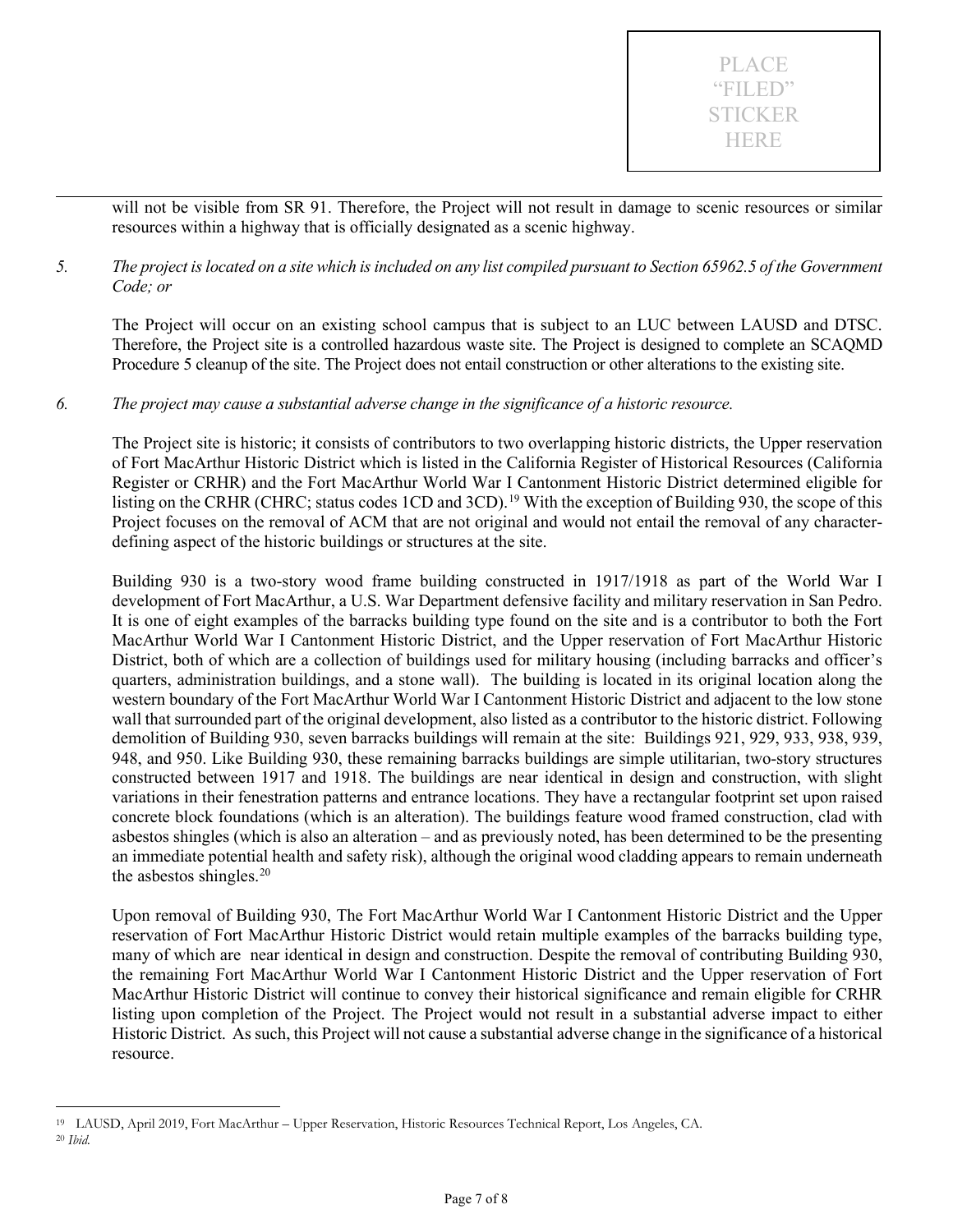PLACE "FILED" STICKER HERE

will not be visible from SR 91. Therefore, the Project will not result in damage to scenic resources or similar resources within a highway that is officially designated as a scenic highway.

*5. The project is located on a site which is included on any list compiled pursuant to Section 65962.5 of the Government Code; or*

The Project will occur on an existing school campus that is subject to an LUC between LAUSD and DTSC. Therefore, the Project site is a controlled hazardous waste site. The Project is designed to complete an SCAQMD Procedure 5 cleanup of the site. The Project does not entail construction or other alterations to the existing site.

*6. The project may cause a substantial adverse change in the significance of a historic resource.*

The Project site is historic; it consists of contributors to two overlapping historic districts, the Upper reservation of Fort MacArthur Historic District which is listed in the California Register of Historical Resources (California Register or CRHR) and the Fort MacArthur World War I Cantonment Historic District determined eligible for listing on the CRHR (CHRC; status codes 1CD and 3CD).[19] With the exception of Building 930, the scope of this Project focuses on the removal of ACM that are not original and would not entail the removal of any character-defining aspect of the historic buildings or structures at the site.

Building 930 is a two-story wood frame building constructed in 1917/1918 as part of the World War I development of Fort MacArthur, a U.S. War Department defensive facility and military reservation in San Pedro. It is one of eight examples of the barracks building type found on the site and is a contributor to both the Fort MacArthur World War I Cantonment Historic District, and the Upper reservation of Fort MacArthur Historic District, both of which are a collection of buildings used for military housing (including barracks and officer's quarters, administration buildings, and a stone wall). The building is located in its original location along the western boundary of the Fort MacArthur World War I Cantonment Historic District and adjacent to the low stone wall that surrounded part of the original development, also listed as a contributor to the historic district. Following demolition of Building 930, seven barracks buildings will remain at the site: Buildings 921, 929, 933, 938, 939, 948, and 950. Like Building 930, these remaining barracks buildings are simple utilitarian, two-story structures constructed between 1917 and 1918. The buildings are near identical in design and construction, with slight variations in their fenestration patterns and entrance locations. They have a rectangular footprint set upon raised concrete block foundations (which is an alteration). The buildings feature wood framed construction, clad with asbestos shingles (which is also an alteration – and as previously noted, has been determined to be the presenting an immediate potential health and safety risk), although the original wood cladding appears to remain underneath the asbestos shingles.[20]

Upon removal of Building 930, The Fort MacArthur World War I Cantonment Historic District and the Upper reservation of Fort MacArthur Historic District would retain multiple examples of the barracks building type, many of which are near identical in design and construction. Despite the removal of contributing Building 930, the remaining Fort MacArthur World War I Cantonment Historic District and the Upper reservation of Fort MacArthur Historic District will continue to convey their historical significance and remain eligible for CRHR listing upon completion of the Project. The Project would not result in a substantial adverse impact to either Historic District. As such, this Project will not cause a substantial adverse change in the significance of a historical resource.

---

[19] LAUSD, April 2019, Fort MacArthur – Upper Reservation, Historic Resources Technical Report, Los Angeles, CA.

[20] *Ibid.*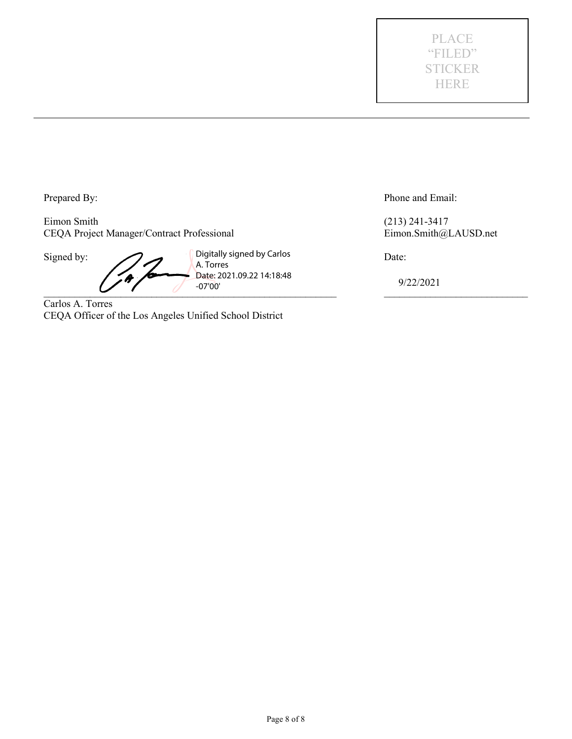PLACE "FILED" STICKER HERE

---

Prepared By:

Eimon Smith
CEQA Project Manager/Contract Professional

Phone and Email:

(213) 241-3417
Eimon.Smith@LAUSD.net

Signed by:

Digitally signed by Carlos A. Torres
Date: 2021.09.22 14:18:48 -07'00'

Carlos A. Torres
CEQA Officer of the Los Angeles Unified School District

Date:

9/22/2021